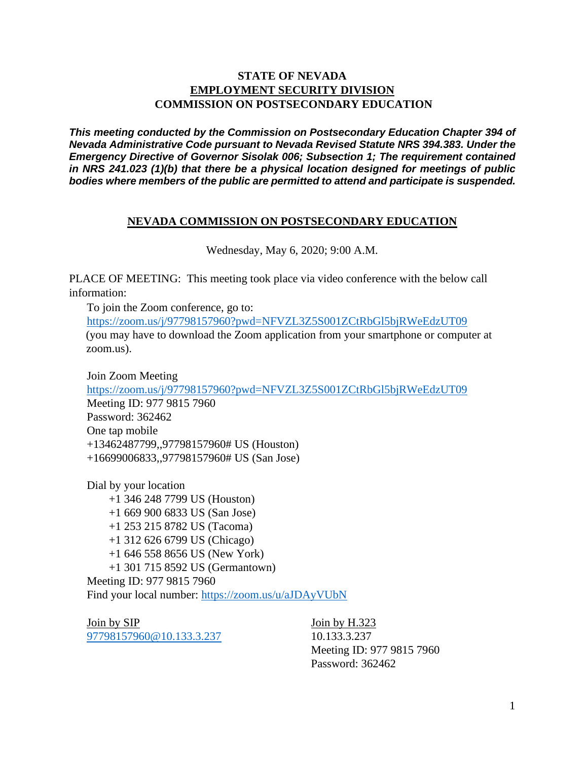**STATE OF NEVADA**
**EMPLOYMENT SECURITY DIVISION**
**COMMISSION ON POSTSECONDARY EDUCATION**

***This meeting conducted by the Commission on Postsecondary Education Chapter 394 of Nevada Administrative Code pursuant to Nevada Revised Statute NRS 394.383. Under the Emergency Directive of Governor Sisolak 006; Subsection 1; The requirement contained in NRS 241.023 (1)(b) that there be a physical location designed for meetings of public bodies where members of the public are permitted to attend and participate is suspended.***

## NEVADA COMMISSION ON POSTSECONDARY EDUCATION

Wednesday, May 6, 2020; 9:00 A.M.

PLACE OF MEETING: This meeting took place via video conference with the below call information:

To join the Zoom conference, go to:
https://zoom.us/j/97798157960?pwd=NFVZL3Z5S001ZCtRbGl5bjRWeEdzUT09
(you may have to download the Zoom application from your smartphone or computer at zoom.us).

Join Zoom Meeting
https://zoom.us/j/97798157960?pwd=NFVZL3Z5S001ZCtRbGl5bjRWeEdzUT09
Meeting ID: 977 9815 7960
Password: 362462
One tap mobile
+13462487799,,97798157960# US (Houston)
+16699006833,,97798157960# US (San Jose)

Dial by your location
+1 346 248 7799 US (Houston)
+1 669 900 6833 US (San Jose)
+1 253 215 8782 US (Tacoma)
+1 312 626 6799 US (Chicago)
+1 646 558 8656 US (New York)
+1 301 715 8592 US (Germantown)
Meeting ID: 977 9815 7960
Find your local number: https://zoom.us/u/aJDAyVUbN

Join by SIP
97798157960@10.133.3.237

Join by H.323
10.133.3.237
Meeting ID: 977 9815 7960
Password: 362462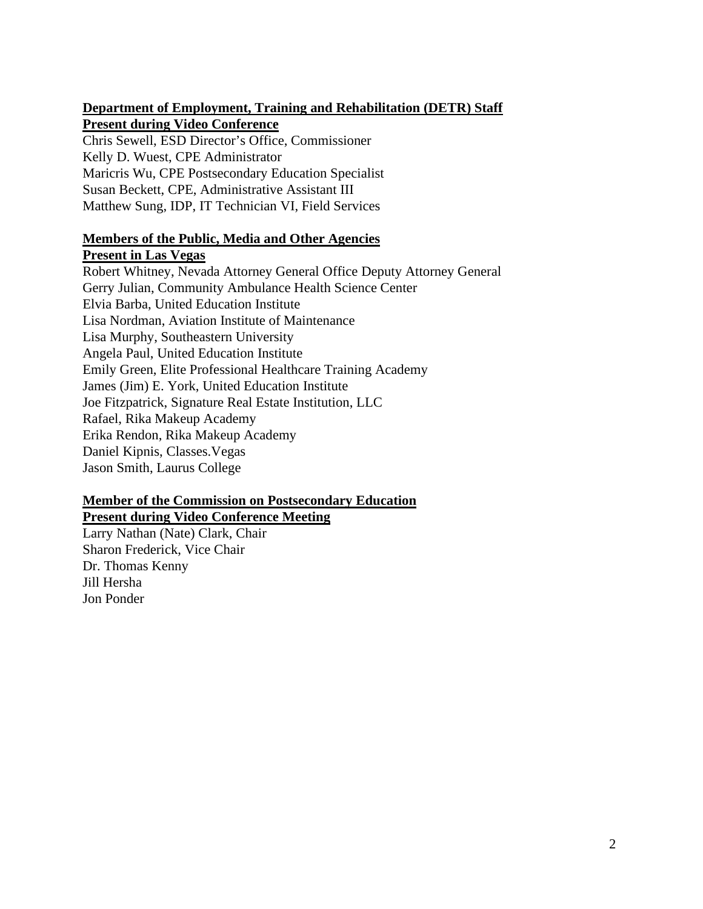**Department of Employment, Training and Rehabilitation (DETR) Staff**
**Present during Video Conference**

Chris Sewell, ESD Director's Office, Commissioner
Kelly D. Wuest, CPE Administrator
Maricris Wu, CPE Postsecondary Education Specialist
Susan Beckett, CPE, Administrative Assistant III
Matthew Sung, IDP, IT Technician VI, Field Services

**Members of the Public, Media and Other Agencies**
**Present in Las Vegas**

Robert Whitney, Nevada Attorney General Office Deputy Attorney General
Gerry Julian, Community Ambulance Health Science Center
Elvia Barba, United Education Institute
Lisa Nordman, Aviation Institute of Maintenance
Lisa Murphy, Southeastern University
Angela Paul, United Education Institute
Emily Green, Elite Professional Healthcare Training Academy
James (Jim) E. York, United Education Institute
Joe Fitzpatrick, Signature Real Estate Institution, LLC
Rafael, Rika Makeup Academy
Erika Rendon, Rika Makeup Academy
Daniel Kipnis, Classes.Vegas
Jason Smith, Laurus College

**Member of the Commission on Postsecondary Education**
**Present during Video Conference Meeting**

Larry Nathan (Nate) Clark, Chair
Sharon Frederick, Vice Chair
Dr. Thomas Kenny
Jill Hersha
Jon Ponder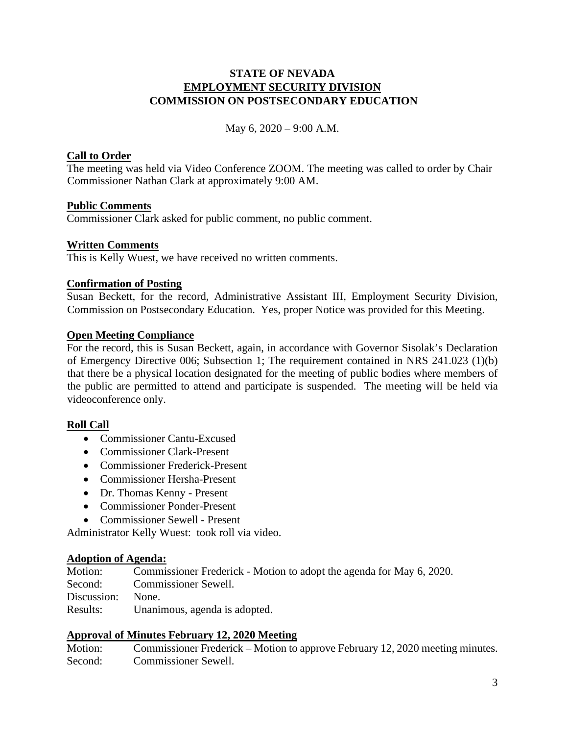**STATE OF NEVADA**
**EMPLOYMENT SECURITY DIVISION**
**COMMISSION ON POSTSECONDARY EDUCATION**

May 6, 2020 – 9:00 A.M.

**Call to Order**

The meeting was held via Video Conference ZOOM. The meeting was called to order by Chair Commissioner Nathan Clark at approximately 9:00 AM.

**Public Comments**

Commissioner Clark asked for public comment, no public comment.

**Written Comments**

This is Kelly Wuest, we have received no written comments.

**Confirmation of Posting**

Susan Beckett, for the record, Administrative Assistant III, Employment Security Division, Commission on Postsecondary Education. Yes, proper Notice was provided for this Meeting.

**Open Meeting Compliance**

For the record, this is Susan Beckett, again, in accordance with Governor Sisolak's Declaration of Emergency Directive 006; Subsection 1; The requirement contained in NRS 241.023 (1)(b) that there be a physical location designated for the meeting of public bodies where members of the public are permitted to attend and participate is suspended. The meeting will be held via videoconference only.

**Roll Call**

- Commissioner Cantu-Excused
- Commissioner Clark-Present
- Commissioner Frederick-Present
- Commissioner Hersha-Present
- Dr. Thomas Kenny - Present
- Commissioner Ponder-Present
- Commissioner Sewell - Present

Administrator Kelly Wuest: took roll via video.

**Adoption of Agenda:**

Motion: Commissioner Frederick - Motion to adopt the agenda for May 6, 2020.
Second: Commissioner Sewell.
Discussion: None.
Results: Unanimous, agenda is adopted.

**Approval of Minutes February 12, 2020 Meeting**

Motion: Commissioner Frederick – Motion to approve February 12, 2020 meeting minutes.
Second: Commissioner Sewell.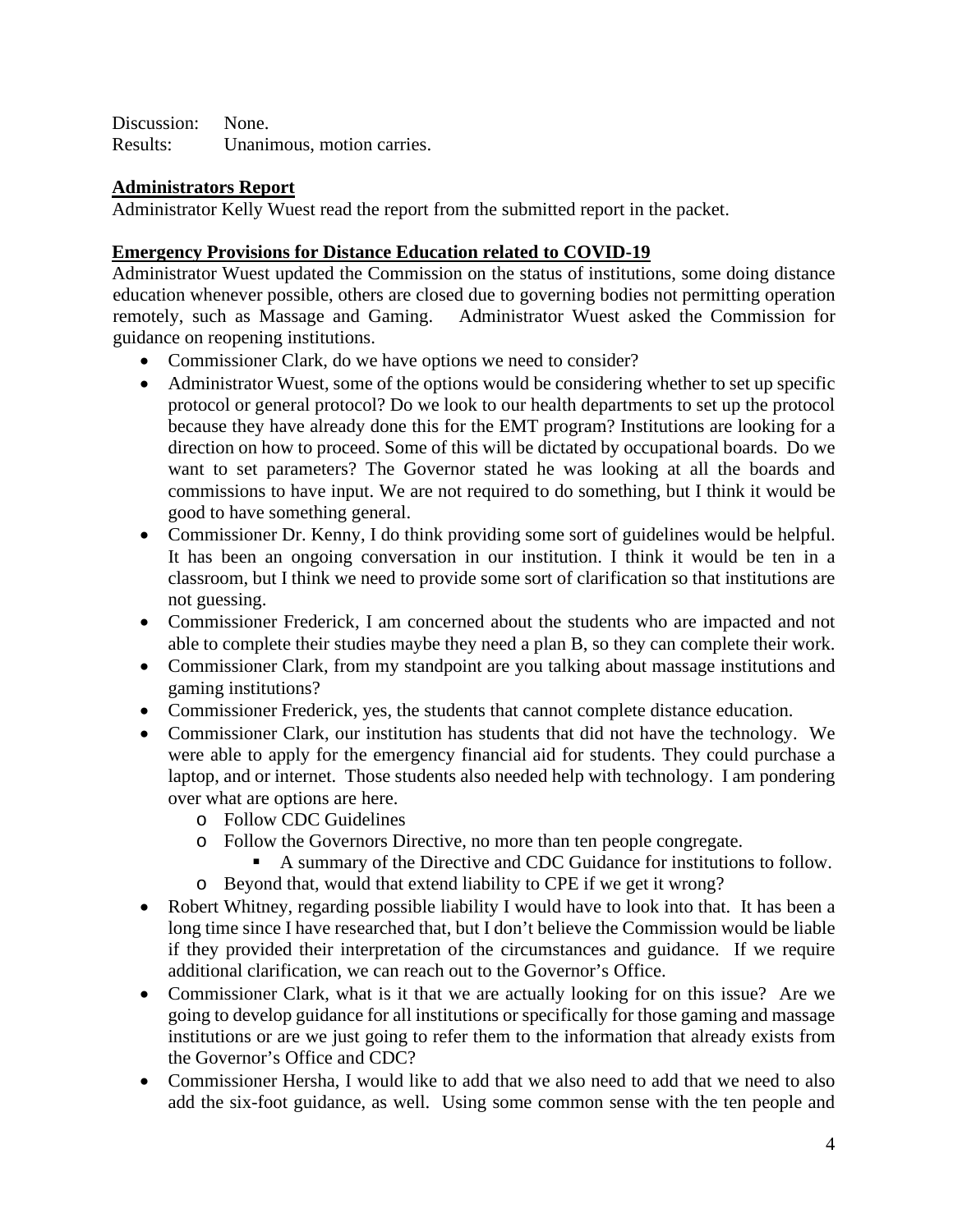Discussion: None.
Results: Unanimous, motion carries.

## **Administrators Report**

Administrator Kelly Wuest read the report from the submitted report in the packet.

## **Emergency Provisions for Distance Education related to COVID-19**

Administrator Wuest updated the Commission on the status of institutions, some doing distance education whenever possible, others are closed due to governing bodies not permitting operation remotely, such as Massage and Gaming. Administrator Wuest asked the Commission for guidance on reopening institutions.

- Commissioner Clark, do we have options we need to consider?
- Administrator Wuest, some of the options would be considering whether to set up specific protocol or general protocol? Do we look to our health departments to set up the protocol because they have already done this for the EMT program? Institutions are looking for a direction on how to proceed. Some of this will be dictated by occupational boards. Do we want to set parameters? The Governor stated he was looking at all the boards and commissions to have input. We are not required to do something, but I think it would be good to have something general.
- Commissioner Dr. Kenny, I do think providing some sort of guidelines would be helpful. It has been an ongoing conversation in our institution. I think it would be ten in a classroom, but I think we need to provide some sort of clarification so that institutions are not guessing.
- Commissioner Frederick, I am concerned about the students who are impacted and not able to complete their studies maybe they need a plan B, so they can complete their work.
- Commissioner Clark, from my standpoint are you talking about massage institutions and gaming institutions?
- Commissioner Frederick, yes, the students that cannot complete distance education.
- Commissioner Clark, our institution has students that did not have the technology. We were able to apply for the emergency financial aid for students. They could purchase a laptop, and or internet. Those students also needed help with technology. I am pondering over what are options are here.
    - Follow CDC Guidelines
    - Follow the Governors Directive, no more than ten people congregate.
        - A summary of the Directive and CDC Guidance for institutions to follow.
    - Beyond that, would that extend liability to CPE if we get it wrong?
- Robert Whitney, regarding possible liability I would have to look into that. It has been a long time since I have researched that, but I don't believe the Commission would be liable if they provided their interpretation of the circumstances and guidance. If we require additional clarification, we can reach out to the Governor's Office.
- Commissioner Clark, what is it that we are actually looking for on this issue? Are we going to develop guidance for all institutions or specifically for those gaming and massage institutions or are we just going to refer them to the information that already exists from the Governor's Office and CDC?
- Commissioner Hersha, I would like to add that we also need to add that we need to also add the six-foot guidance, as well. Using some common sense with the ten people and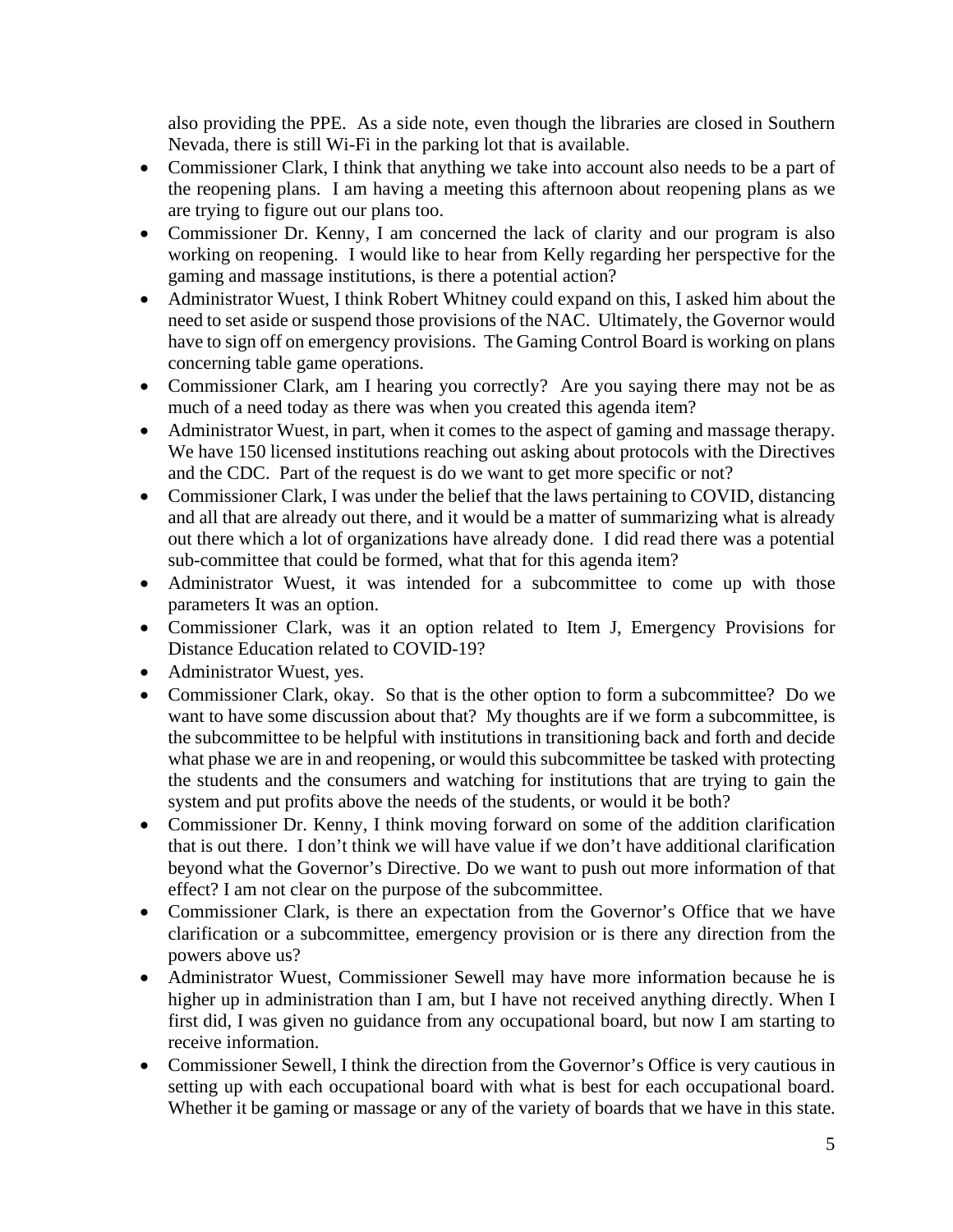also providing the PPE. As a side note, even though the libraries are closed in Southern Nevada, there is still Wi-Fi in the parking lot that is available.

- Commissioner Clark, I think that anything we take into account also needs to be a part of the reopening plans. I am having a meeting this afternoon about reopening plans as we are trying to figure out our plans too.
- Commissioner Dr. Kenny, I am concerned the lack of clarity and our program is also working on reopening. I would like to hear from Kelly regarding her perspective for the gaming and massage institutions, is there a potential action?
- Administrator Wuest, I think Robert Whitney could expand on this, I asked him about the need to set aside or suspend those provisions of the NAC. Ultimately, the Governor would have to sign off on emergency provisions. The Gaming Control Board is working on plans concerning table game operations.
- Commissioner Clark, am I hearing you correctly? Are you saying there may not be as much of a need today as there was when you created this agenda item?
- Administrator Wuest, in part, when it comes to the aspect of gaming and massage therapy. We have 150 licensed institutions reaching out asking about protocols with the Directives and the CDC. Part of the request is do we want to get more specific or not?
- Commissioner Clark, I was under the belief that the laws pertaining to COVID, distancing and all that are already out there, and it would be a matter of summarizing what is already out there which a lot of organizations have already done. I did read there was a potential sub-committee that could be formed, what that for this agenda item?
- Administrator Wuest, it was intended for a subcommittee to come up with those parameters It was an option.
- Commissioner Clark, was it an option related to Item J, Emergency Provisions for Distance Education related to COVID-19?
- Administrator Wuest, yes.
- Commissioner Clark, okay. So that is the other option to form a subcommittee? Do we want to have some discussion about that? My thoughts are if we form a subcommittee, is the subcommittee to be helpful with institutions in transitioning back and forth and decide what phase we are in and reopening, or would this subcommittee be tasked with protecting the students and the consumers and watching for institutions that are trying to gain the system and put profits above the needs of the students, or would it be both?
- Commissioner Dr. Kenny, I think moving forward on some of the addition clarification that is out there. I don't think we will have value if we don't have additional clarification beyond what the Governor's Directive. Do we want to push out more information of that effect? I am not clear on the purpose of the subcommittee.
- Commissioner Clark, is there an expectation from the Governor's Office that we have clarification or a subcommittee, emergency provision or is there any direction from the powers above us?
- Administrator Wuest, Commissioner Sewell may have more information because he is higher up in administration than I am, but I have not received anything directly. When I first did, I was given no guidance from any occupational board, but now I am starting to receive information.
- Commissioner Sewell, I think the direction from the Governor's Office is very cautious in setting up with each occupational board with what is best for each occupational board. Whether it be gaming or massage or any of the variety of boards that we have in this state.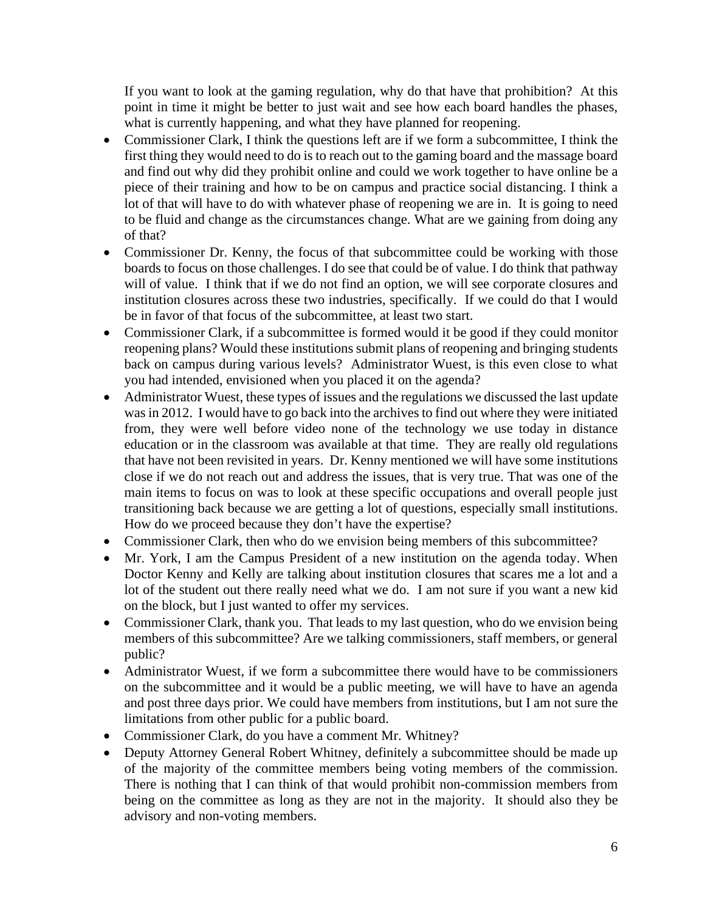If you want to look at the gaming regulation, why do that have that prohibition? At this point in time it might be better to just wait and see how each board handles the phases, what is currently happening, and what they have planned for reopening.

- Commissioner Clark, I think the questions left are if we form a subcommittee, I think the first thing they would need to do is to reach out to the gaming board and the massage board and find out why did they prohibit online and could we work together to have online be a piece of their training and how to be on campus and practice social distancing. I think a lot of that will have to do with whatever phase of reopening we are in. It is going to need to be fluid and change as the circumstances change. What are we gaining from doing any of that?
- Commissioner Dr. Kenny, the focus of that subcommittee could be working with those boards to focus on those challenges. I do see that could be of value. I do think that pathway will of value. I think that if we do not find an option, we will see corporate closures and institution closures across these two industries, specifically. If we could do that I would be in favor of that focus of the subcommittee, at least two start.
- Commissioner Clark, if a subcommittee is formed would it be good if they could monitor reopening plans? Would these institutions submit plans of reopening and bringing students back on campus during various levels? Administrator Wuest, is this even close to what you had intended, envisioned when you placed it on the agenda?
- Administrator Wuest, these types of issues and the regulations we discussed the last update was in 2012. I would have to go back into the archives to find out where they were initiated from, they were well before video none of the technology we use today in distance education or in the classroom was available at that time. They are really old regulations that have not been revisited in years. Dr. Kenny mentioned we will have some institutions close if we do not reach out and address the issues, that is very true. That was one of the main items to focus on was to look at these specific occupations and overall people just transitioning back because we are getting a lot of questions, especially small institutions. How do we proceed because they don't have the expertise?
- Commissioner Clark, then who do we envision being members of this subcommittee?
- Mr. York, I am the Campus President of a new institution on the agenda today. When Doctor Kenny and Kelly are talking about institution closures that scares me a lot and a lot of the student out there really need what we do. I am not sure if you want a new kid on the block, but I just wanted to offer my services.
- Commissioner Clark, thank you. That leads to my last question, who do we envision being members of this subcommittee? Are we talking commissioners, staff members, or general public?
- Administrator Wuest, if we form a subcommittee there would have to be commissioners on the subcommittee and it would be a public meeting, we will have to have an agenda and post three days prior. We could have members from institutions, but I am not sure the limitations from other public for a public board.
- Commissioner Clark, do you have a comment Mr. Whitney?
- Deputy Attorney General Robert Whitney, definitely a subcommittee should be made up of the majority of the committee members being voting members of the commission. There is nothing that I can think of that would prohibit non-commission members from being on the committee as long as they are not in the majority. It should also they be advisory and non-voting members.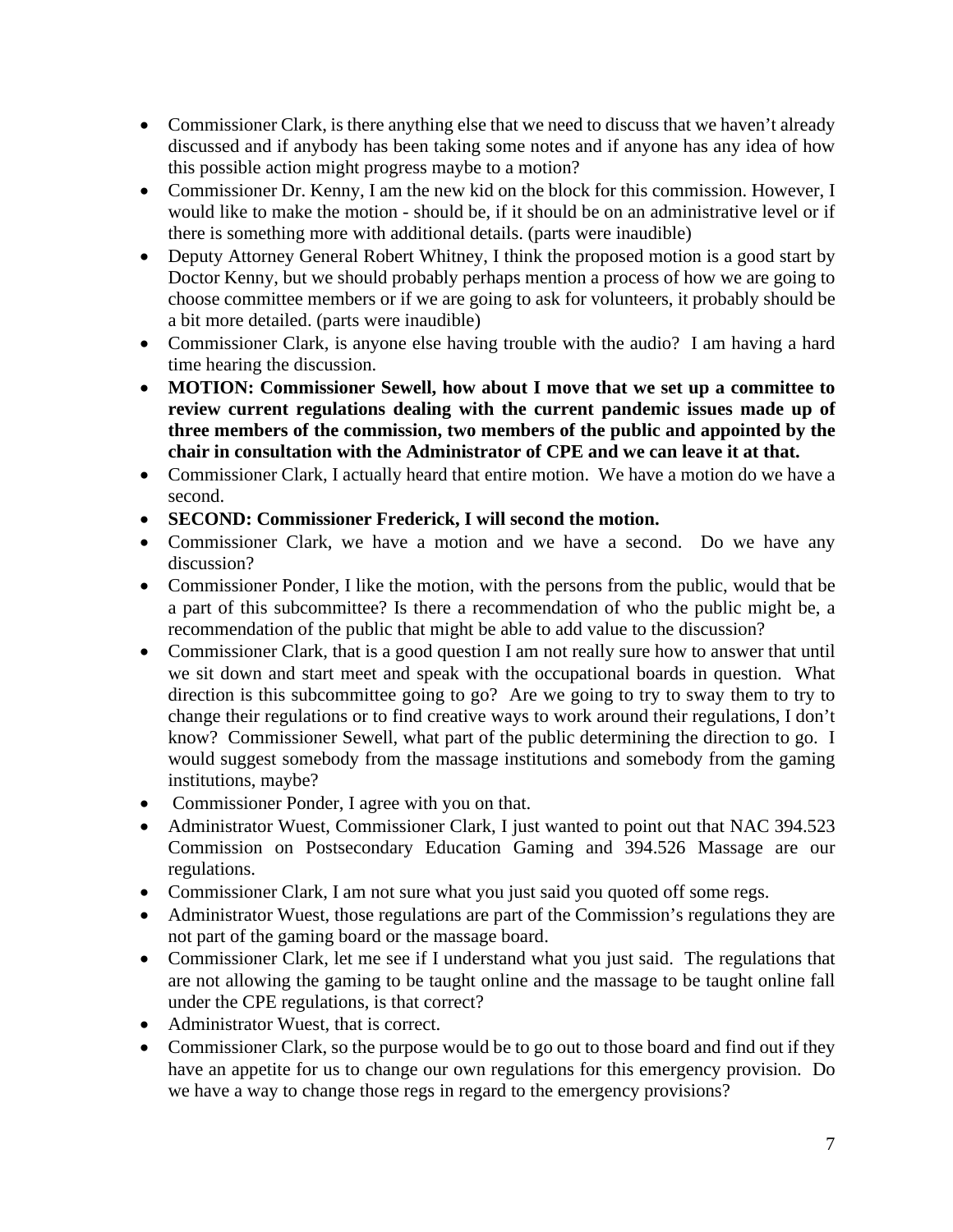- Commissioner Clark, is there anything else that we need to discuss that we haven't already discussed and if anybody has been taking some notes and if anyone has any idea of how this possible action might progress maybe to a motion?
- Commissioner Dr. Kenny, I am the new kid on the block for this commission. However, I would like to make the motion - should be, if it should be on an administrative level or if there is something more with additional details. (parts were inaudible)
- Deputy Attorney General Robert Whitney, I think the proposed motion is a good start by Doctor Kenny, but we should probably perhaps mention a process of how we are going to choose committee members or if we are going to ask for volunteers, it probably should be a bit more detailed. (parts were inaudible)
- Commissioner Clark, is anyone else having trouble with the audio? I am having a hard time hearing the discussion.
- **MOTION: Commissioner Sewell, how about I move that we set up a committee to review current regulations dealing with the current pandemic issues made up of three members of the commission, two members of the public and appointed by the chair in consultation with the Administrator of CPE and we can leave it at that.**
- Commissioner Clark, I actually heard that entire motion. We have a motion do we have a second.
- **SECOND: Commissioner Frederick, I will second the motion.**
- Commissioner Clark, we have a motion and we have a second. Do we have any discussion?
- Commissioner Ponder, I like the motion, with the persons from the public, would that be a part of this subcommittee? Is there a recommendation of who the public might be, a recommendation of the public that might be able to add value to the discussion?
- Commissioner Clark, that is a good question I am not really sure how to answer that until we sit down and start meet and speak with the occupational boards in question. What direction is this subcommittee going to go? Are we going to try to sway them to try to change their regulations or to find creative ways to work around their regulations, I don't know? Commissioner Sewell, what part of the public determining the direction to go. I would suggest somebody from the massage institutions and somebody from the gaming institutions, maybe?
- Commissioner Ponder, I agree with you on that.
- Administrator Wuest, Commissioner Clark, I just wanted to point out that NAC 394.523 Commission on Postsecondary Education Gaming and 394.526 Massage are our regulations.
- Commissioner Clark, I am not sure what you just said you quoted off some regs.
- Administrator Wuest, those regulations are part of the Commission's regulations they are not part of the gaming board or the massage board.
- Commissioner Clark, let me see if I understand what you just said. The regulations that are not allowing the gaming to be taught online and the massage to be taught online fall under the CPE regulations, is that correct?
- Administrator Wuest, that is correct.
- Commissioner Clark, so the purpose would be to go out to those board and find out if they have an appetite for us to change our own regulations for this emergency provision. Do we have a way to change those regs in regard to the emergency provisions?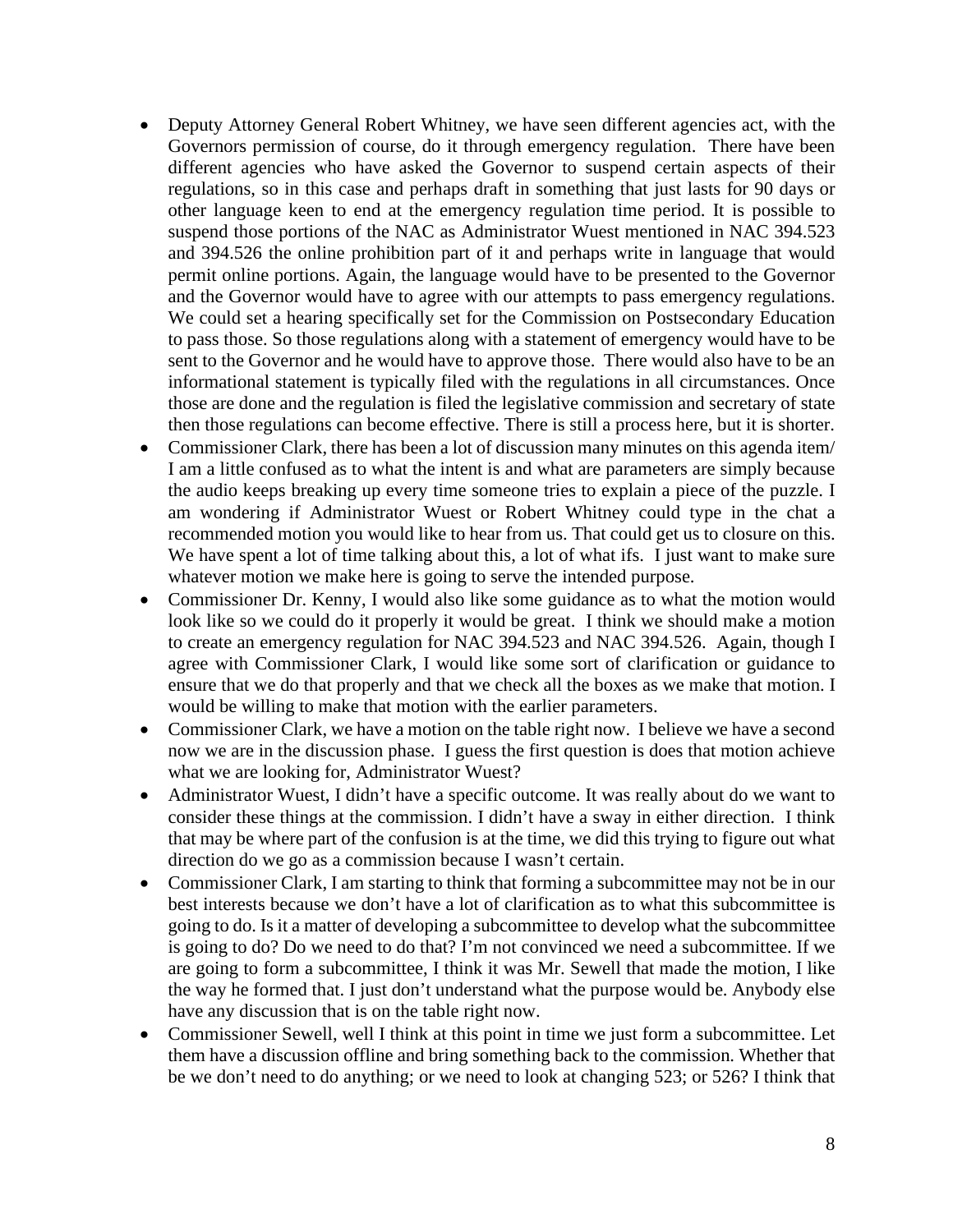- Deputy Attorney General Robert Whitney, we have seen different agencies act, with the Governors permission of course, do it through emergency regulation. There have been different agencies who have asked the Governor to suspend certain aspects of their regulations, so in this case and perhaps draft in something that just lasts for 90 days or other language keen to end at the emergency regulation time period. It is possible to suspend those portions of the NAC as Administrator Wuest mentioned in NAC 394.523 and 394.526 the online prohibition part of it and perhaps write in language that would permit online portions. Again, the language would have to be presented to the Governor and the Governor would have to agree with our attempts to pass emergency regulations. We could set a hearing specifically set for the Commission on Postsecondary Education to pass those. So those regulations along with a statement of emergency would have to be sent to the Governor and he would have to approve those. There would also have to be an informational statement is typically filed with the regulations in all circumstances. Once those are done and the regulation is filed the legislative commission and secretary of state then those regulations can become effective. There is still a process here, but it is shorter.
- Commissioner Clark, there has been a lot of discussion many minutes on this agenda item/ I am a little confused as to what the intent is and what are parameters are simply because the audio keeps breaking up every time someone tries to explain a piece of the puzzle. I am wondering if Administrator Wuest or Robert Whitney could type in the chat a recommended motion you would like to hear from us. That could get us to closure on this. We have spent a lot of time talking about this, a lot of what ifs. I just want to make sure whatever motion we make here is going to serve the intended purpose.
- Commissioner Dr. Kenny, I would also like some guidance as to what the motion would look like so we could do it properly it would be great. I think we should make a motion to create an emergency regulation for NAC 394.523 and NAC 394.526. Again, though I agree with Commissioner Clark, I would like some sort of clarification or guidance to ensure that we do that properly and that we check all the boxes as we make that motion. I would be willing to make that motion with the earlier parameters.
- Commissioner Clark, we have a motion on the table right now. I believe we have a second now we are in the discussion phase. I guess the first question is does that motion achieve what we are looking for, Administrator Wuest?
- Administrator Wuest, I didn't have a specific outcome. It was really about do we want to consider these things at the commission. I didn't have a sway in either direction. I think that may be where part of the confusion is at the time, we did this trying to figure out what direction do we go as a commission because I wasn't certain.
- Commissioner Clark, I am starting to think that forming a subcommittee may not be in our best interests because we don't have a lot of clarification as to what this subcommittee is going to do. Is it a matter of developing a subcommittee to develop what the subcommittee is going to do? Do we need to do that? I'm not convinced we need a subcommittee. If we are going to form a subcommittee, I think it was Mr. Sewell that made the motion, I like the way he formed that. I just don't understand what the purpose would be. Anybody else have any discussion that is on the table right now.
- Commissioner Sewell, well I think at this point in time we just form a subcommittee. Let them have a discussion offline and bring something back to the commission. Whether that be we don't need to do anything; or we need to look at changing 523; or 526? I think that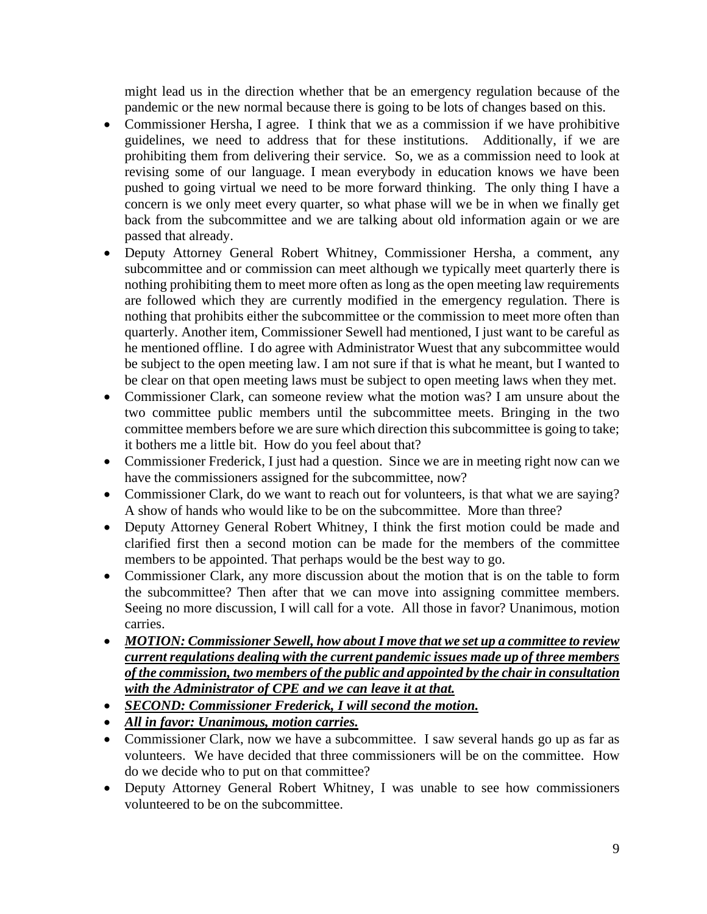might lead us in the direction whether that be an emergency regulation because of the pandemic or the new normal because there is going to be lots of changes based on this.

- Commissioner Hersha, I agree. I think that we as a commission if we have prohibitive guidelines, we need to address that for these institutions. Additionally, if we are prohibiting them from delivering their service. So, we as a commission need to look at revising some of our language. I mean everybody in education knows we have been pushed to going virtual we need to be more forward thinking. The only thing I have a concern is we only meet every quarter, so what phase will we be in when we finally get back from the subcommittee and we are talking about old information again or we are passed that already.
- Deputy Attorney General Robert Whitney, Commissioner Hersha, a comment, any subcommittee and or commission can meet although we typically meet quarterly there is nothing prohibiting them to meet more often as long as the open meeting law requirements are followed which they are currently modified in the emergency regulation. There is nothing that prohibits either the subcommittee or the commission to meet more often than quarterly. Another item, Commissioner Sewell had mentioned, I just want to be careful as he mentioned offline. I do agree with Administrator Wuest that any subcommittee would be subject to the open meeting law. I am not sure if that is what he meant, but I wanted to be clear on that open meeting laws must be subject to open meeting laws when they met.
- Commissioner Clark, can someone review what the motion was? I am unsure about the two committee public members until the subcommittee meets. Bringing in the two committee members before we are sure which direction this subcommittee is going to take; it bothers me a little bit. How do you feel about that?
- Commissioner Frederick, I just had a question. Since we are in meeting right now can we have the commissioners assigned for the subcommittee, now?
- Commissioner Clark, do we want to reach out for volunteers, is that what we are saying? A show of hands who would like to be on the subcommittee. More than three?
- Deputy Attorney General Robert Whitney, I think the first motion could be made and clarified first then a second motion can be made for the members of the committee members to be appointed. That perhaps would be the best way to go.
- Commissioner Clark, any more discussion about the motion that is on the table to form the subcommittee? Then after that we can move into assigning committee members. Seeing no more discussion, I will call for a vote. All those in favor? Unanimous, motion carries.
- ***MOTION: Commissioner Sewell, how about I move that we set up a committee to review current regulations dealing with the current pandemic issues made up of three members of the commission, two members of the public and appointed by the chair in consultation with the Administrator of CPE and we can leave it at that.***
- ***SECOND: Commissioner Frederick, I will second the motion.***
- ***All in favor: Unanimous, motion carries.***
- Commissioner Clark, now we have a subcommittee. I saw several hands go up as far as volunteers. We have decided that three commissioners will be on the committee. How do we decide who to put on that committee?
- Deputy Attorney General Robert Whitney, I was unable to see how commissioners volunteered to be on the subcommittee.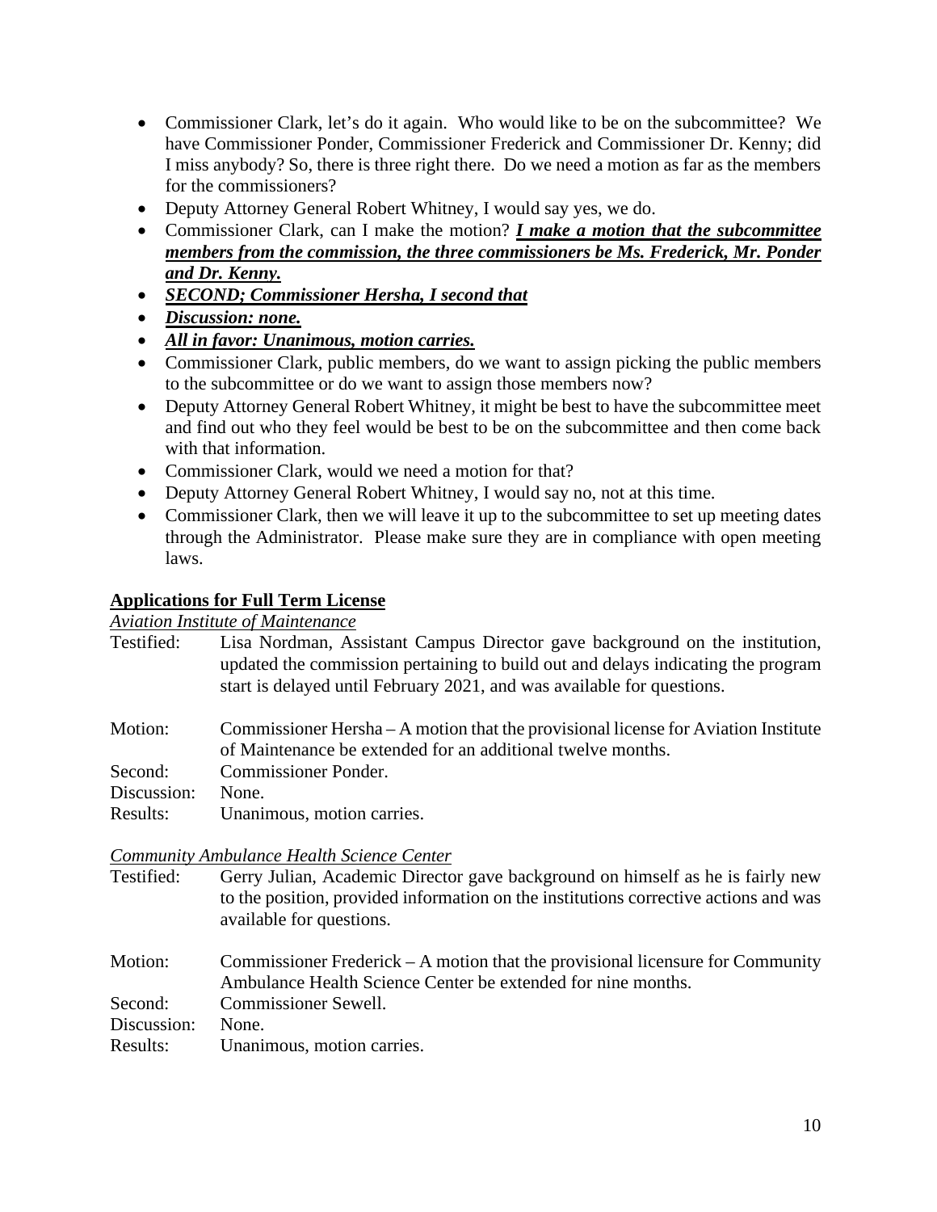- Commissioner Clark, let's do it again. Who would like to be on the subcommittee? We have Commissioner Ponder, Commissioner Frederick and Commissioner Dr. Kenny; did I miss anybody? So, there is three right there. Do we need a motion as far as the members for the commissioners?
- Deputy Attorney General Robert Whitney, I would say yes, we do.
- Commissioner Clark, can I make the motion? ***<u>I make a motion that the subcommittee members from the commission, the three commissioners be Ms. Frederick, Mr. Ponder and Dr. Kenny.</u>***
- ***<u>SECOND; Commissioner Hersha, I second that</u>***
- ***<u>Discussion: none.</u>***
- ***<u>All in favor: Unanimous, motion carries.</u>***
- Commissioner Clark, public members, do we want to assign picking the public members to the subcommittee or do we want to assign those members now?
- Deputy Attorney General Robert Whitney, it might be best to have the subcommittee meet and find out who they feel would be best to be on the subcommittee and then come back with that information.
- Commissioner Clark, would we need a motion for that?
- Deputy Attorney General Robert Whitney, I would say no, not at this time.
- Commissioner Clark, then we will leave it up to the subcommittee to set up meeting dates through the Administrator. Please make sure they are in compliance with open meeting laws.

**<u>Applications for Full Term License</u>**

*<u>Aviation Institute of Maintenance</u>*

Testified: Lisa Nordman, Assistant Campus Director gave background on the institution, updated the commission pertaining to build out and delays indicating the program start is delayed until February 2021, and was available for questions.

Motion: Commissioner Hersha – A motion that the provisional license for Aviation Institute of Maintenance be extended for an additional twelve months.
Second: Commissioner Ponder.
Discussion: None.
Results: Unanimous, motion carries.

*<u>Community Ambulance Health Science Center</u>*

Testified: Gerry Julian, Academic Director gave background on himself as he is fairly new to the position, provided information on the institutions corrective actions and was available for questions.

Motion: Commissioner Frederick – A motion that the provisional licensure for Community Ambulance Health Science Center be extended for nine months.
Second: Commissioner Sewell.
Discussion: None.
Results: Unanimous, motion carries.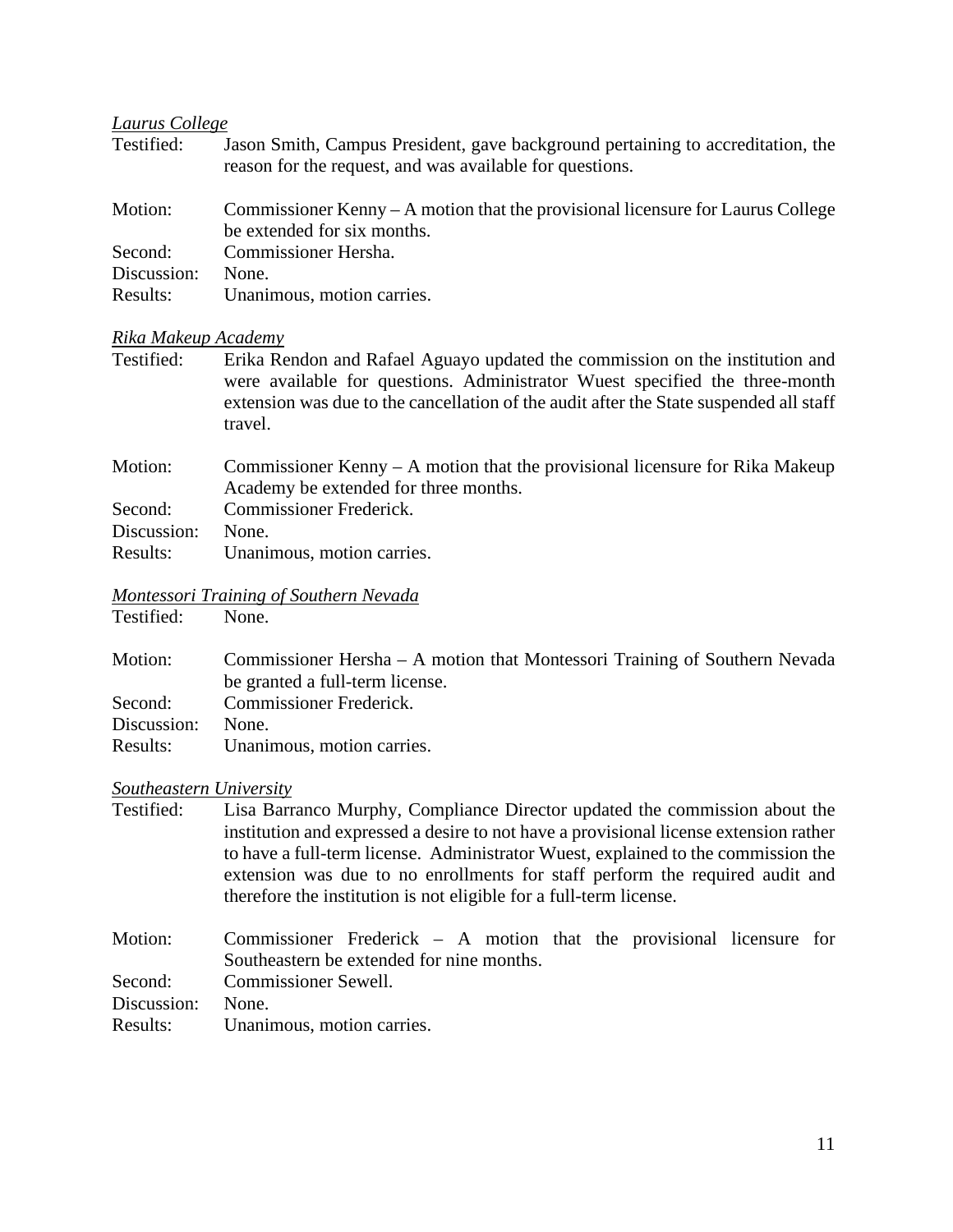*Laurus College*

Testified: Jason Smith, Campus President, gave background pertaining to accreditation, the reason for the request, and was available for questions.

Motion: Commissioner Kenny – A motion that the provisional licensure for Laurus College be extended for six months.
Second: Commissioner Hersha.
Discussion: None.
Results: Unanimous, motion carries.

*Rika Makeup Academy*

Testified: Erika Rendon and Rafael Aguayo updated the commission on the institution and were available for questions. Administrator Wuest specified the three-month extension was due to the cancellation of the audit after the State suspended all staff travel.

Motion: Commissioner Kenny – A motion that the provisional licensure for Rika Makeup Academy be extended for three months.
Second: Commissioner Frederick.
Discussion: None.
Results: Unanimous, motion carries.

*Montessori Training of Southern Nevada*

Testified: None.

Motion: Commissioner Hersha – A motion that Montessori Training of Southern Nevada be granted a full-term license.
Second: Commissioner Frederick.
Discussion: None.
Results: Unanimous, motion carries.

*Southeastern University*

Testified: Lisa Barranco Murphy, Compliance Director updated the commission about the institution and expressed a desire to not have a provisional license extension rather to have a full-term license. Administrator Wuest, explained to the commission the extension was due to no enrollments for staff perform the required audit and therefore the institution is not eligible for a full-term license.

Motion: Commissioner Frederick – A motion that the provisional licensure for Southeastern be extended for nine months.
Second: Commissioner Sewell.
Discussion: None.
Results: Unanimous, motion carries.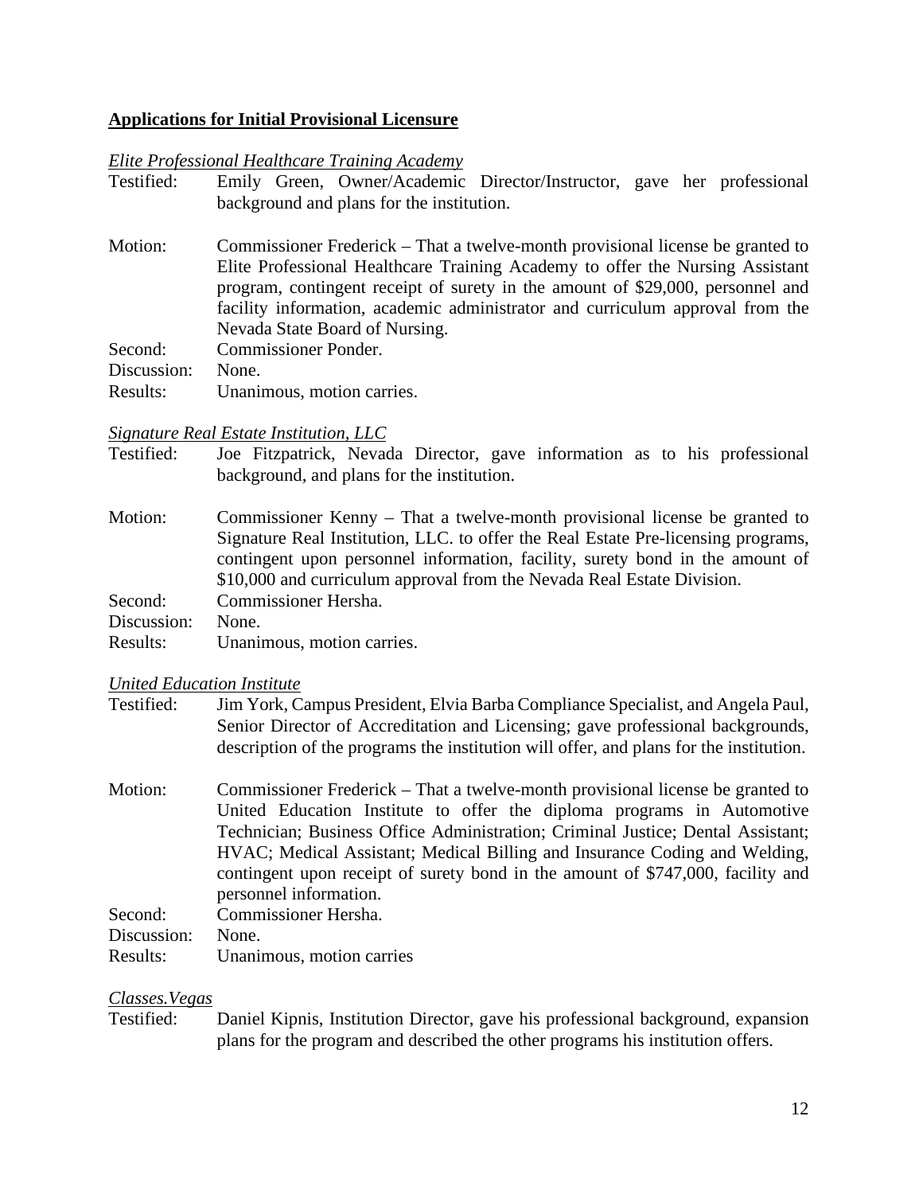**Applications for Initial Provisional Licensure**

*Elite Professional Healthcare Training Academy*

Testified: Emily Green, Owner/Academic Director/Instructor, gave her professional background and plans for the institution.

Motion: Commissioner Frederick – That a twelve-month provisional license be granted to Elite Professional Healthcare Training Academy to offer the Nursing Assistant program, contingent receipt of surety in the amount of $29,000, personnel and facility information, academic administrator and curriculum approval from the Nevada State Board of Nursing.
Second: Commissioner Ponder.
Discussion: None.
Results: Unanimous, motion carries.

*Signature Real Estate Institution, LLC*

Testified: Joe Fitzpatrick, Nevada Director, gave information as to his professional background, and plans for the institution.

Motion: Commissioner Kenny – That a twelve-month provisional license be granted to Signature Real Institution, LLC. to offer the Real Estate Pre-licensing programs, contingent upon personnel information, facility, surety bond in the amount of $10,000 and curriculum approval from the Nevada Real Estate Division.
Second: Commissioner Hersha.
Discussion: None.
Results: Unanimous, motion carries.

*United Education Institute*

Testified: Jim York, Campus President, Elvia Barba Compliance Specialist, and Angela Paul, Senior Director of Accreditation and Licensing; gave professional backgrounds, description of the programs the institution will offer, and plans for the institution.

Motion: Commissioner Frederick – That a twelve-month provisional license be granted to United Education Institute to offer the diploma programs in Automotive Technician; Business Office Administration; Criminal Justice; Dental Assistant; HVAC; Medical Assistant; Medical Billing and Insurance Coding and Welding, contingent upon receipt of surety bond in the amount of $747,000, facility and personnel information.
Second: Commissioner Hersha.
Discussion: None.
Results: Unanimous, motion carries

*Classes.Vegas*

Testified: Daniel Kipnis, Institution Director, gave his professional background, expansion plans for the program and described the other programs his institution offers.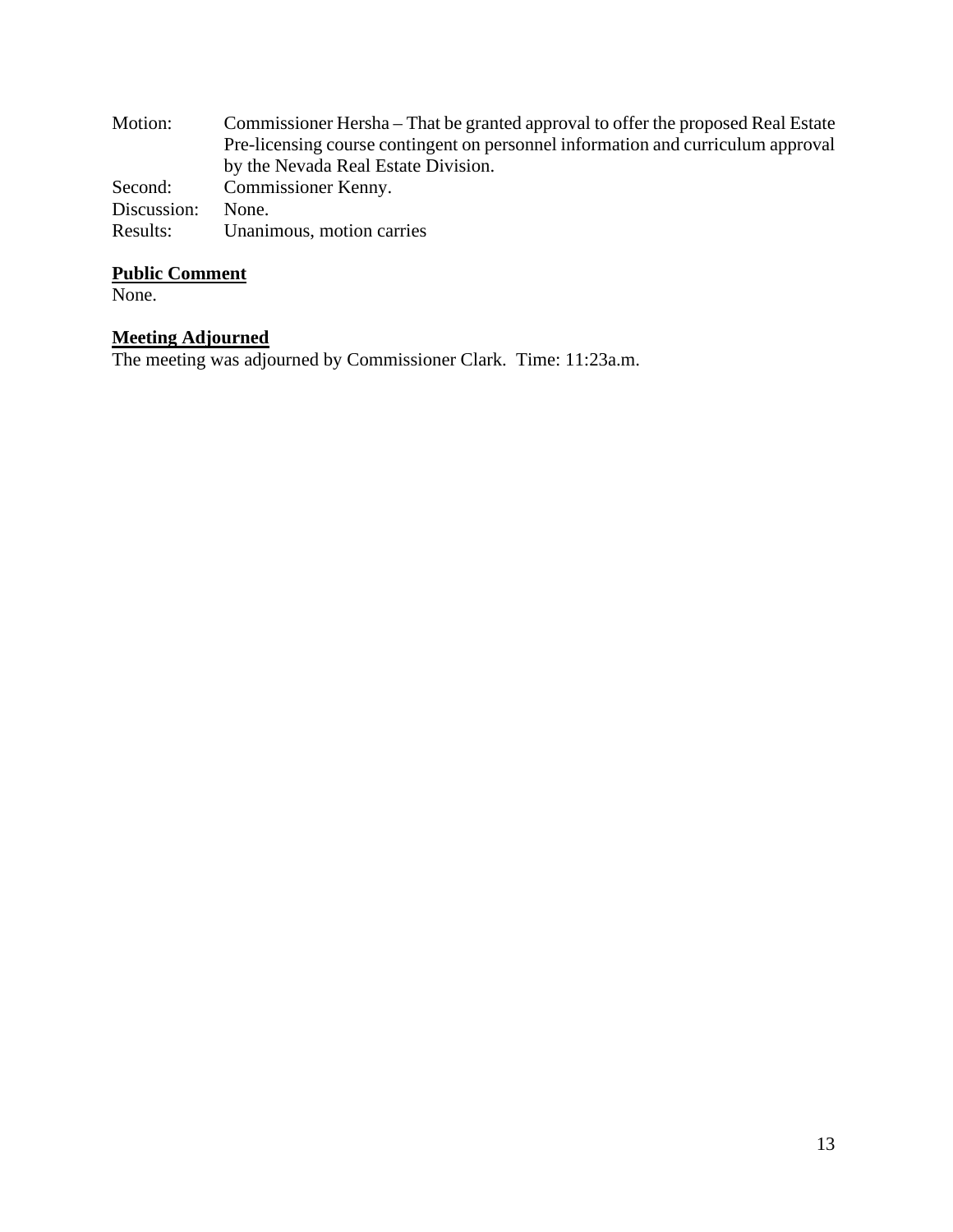Motion: Commissioner Hersha – That be granted approval to offer the proposed Real Estate Pre-licensing course contingent on personnel information and curriculum approval by the Nevada Real Estate Division.
Second: Commissioner Kenny.
Discussion: None.
Results: Unanimous, motion carries

**Public Comment**
None.

**Meeting Adjourned**
The meeting was adjourned by Commissioner Clark. Time: 11:23a.m.